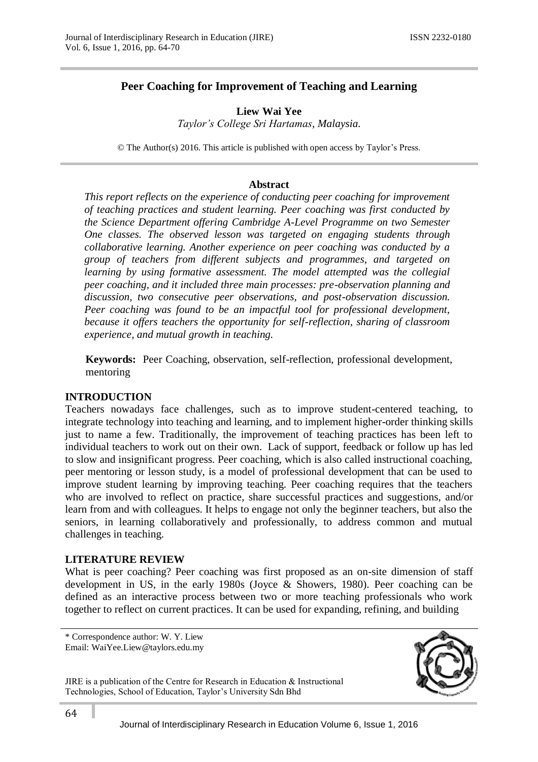# Peer Coaching for Improvement of Teaching and Learning

**Liew Wai Yee**

*Taylor's College Sri Hartamas, Malaysia.*

© The Author(s) 2016. This article is published with open access by Taylor's Press.

## Abstract

*This report reflects on the experience of conducting peer coaching for improvement of teaching practices and student learning. Peer coaching was first conducted by the Science Department offering Cambridge A-Level Programme on two Semester One classes. The observed lesson was targeted on engaging students through collaborative learning. Another experience on peer coaching was conducted by a group of teachers from different subjects and programmes, and targeted on learning by using formative assessment. The model attempted was the collegial peer coaching, and it included three main processes: pre-observation planning and discussion, two consecutive peer observations, and post-observation discussion. Peer coaching was found to be an impactful tool for professional development, because it offers teachers the opportunity for self-reflection, sharing of classroom experience, and mutual growth in teaching.*

**Keywords:** Peer Coaching, observation, self-reflection, professional development, mentoring

## INTRODUCTION

Teachers nowadays face challenges, such as to improve student-centered teaching, to integrate technology into teaching and learning, and to implement higher-order thinking skills just to name a few. Traditionally, the improvement of teaching practices has been left to individual teachers to work out on their own. Lack of support, feedback or follow up has led to slow and insignificant progress. Peer coaching, which is also called instructional coaching, peer mentoring or lesson study, is a model of professional development that can be used to improve student learning by improving teaching. Peer coaching requires that the teachers who are involved to reflect on practice, share successful practices and suggestions, and/or learn from and with colleagues. It helps to engage not only the beginner teachers, but also the seniors, in learning collaboratively and professionally, to address common and mutual challenges in teaching.

## LITERATURE REVIEW

What is peer coaching? Peer coaching was first proposed as an on-site dimension of staff development in US, in the early 1980s (Joyce & Showers, 1980). Peer coaching can be defined as an interactive process between two or more teaching professionals who work together to reflect on current practices. It can be used for expanding, refining, and building

\* Correspondence author: W. Y. Liew
Email: WaiYee.Liew@taylors.edu.my

JIRE is a publication of the Centre for Research in Education & Instructional Technologies, School of Education, Taylor's University Sdn Bhd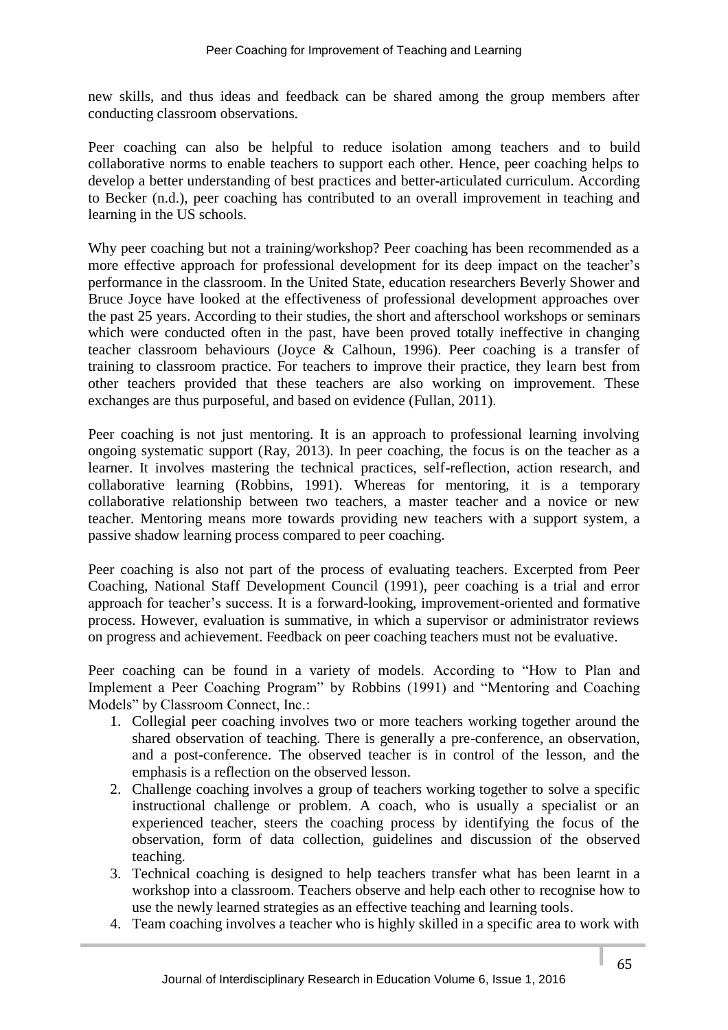new skills, and thus ideas and feedback can be shared among the group members after conducting classroom observations.

Peer coaching can also be helpful to reduce isolation among teachers and to build collaborative norms to enable teachers to support each other. Hence, peer coaching helps to develop a better understanding of best practices and better-articulated curriculum. According to Becker (n.d.), peer coaching has contributed to an overall improvement in teaching and learning in the US schools.

Why peer coaching but not a training/workshop? Peer coaching has been recommended as a more effective approach for professional development for its deep impact on the teacher's performance in the classroom. In the United State, education researchers Beverly Shower and Bruce Joyce have looked at the effectiveness of professional development approaches over the past 25 years. According to their studies, the short and afterschool workshops or seminars which were conducted often in the past, have been proved totally ineffective in changing teacher classroom behaviours (Joyce & Calhoun, 1996). Peer coaching is a transfer of training to classroom practice. For teachers to improve their practice, they learn best from other teachers provided that these teachers are also working on improvement. These exchanges are thus purposeful, and based on evidence (Fullan, 2011).

Peer coaching is not just mentoring. It is an approach to professional learning involving ongoing systematic support (Ray, 2013). In peer coaching, the focus is on the teacher as a learner. It involves mastering the technical practices, self-reflection, action research, and collaborative learning (Robbins, 1991). Whereas for mentoring, it is a temporary collaborative relationship between two teachers, a master teacher and a novice or new teacher. Mentoring means more towards providing new teachers with a support system, a passive shadow learning process compared to peer coaching.

Peer coaching is also not part of the process of evaluating teachers. Excerpted from Peer Coaching, National Staff Development Council (1991), peer coaching is a trial and error approach for teacher's success. It is a forward-looking, improvement-oriented and formative process. However, evaluation is summative, in which a supervisor or administrator reviews on progress and achievement. Feedback on peer coaching teachers must not be evaluative.

Peer coaching can be found in a variety of models. According to "How to Plan and Implement a Peer Coaching Program" by Robbins (1991) and "Mentoring and Coaching Models" by Classroom Connect, Inc.:

1. Collegial peer coaching involves two or more teachers working together around the shared observation of teaching. There is generally a pre-conference, an observation, and a post-conference. The observed teacher is in control of the lesson, and the emphasis is a reflection on the observed lesson.
2. Challenge coaching involves a group of teachers working together to solve a specific instructional challenge or problem. A coach, who is usually a specialist or an experienced teacher, steers the coaching process by identifying the focus of the observation, form of data collection, guidelines and discussion of the observed teaching.
3. Technical coaching is designed to help teachers transfer what has been learnt in a workshop into a classroom. Teachers observe and help each other to recognise how to use the newly learned strategies as an effective teaching and learning tools.
4. Team coaching involves a teacher who is highly skilled in a specific area to work with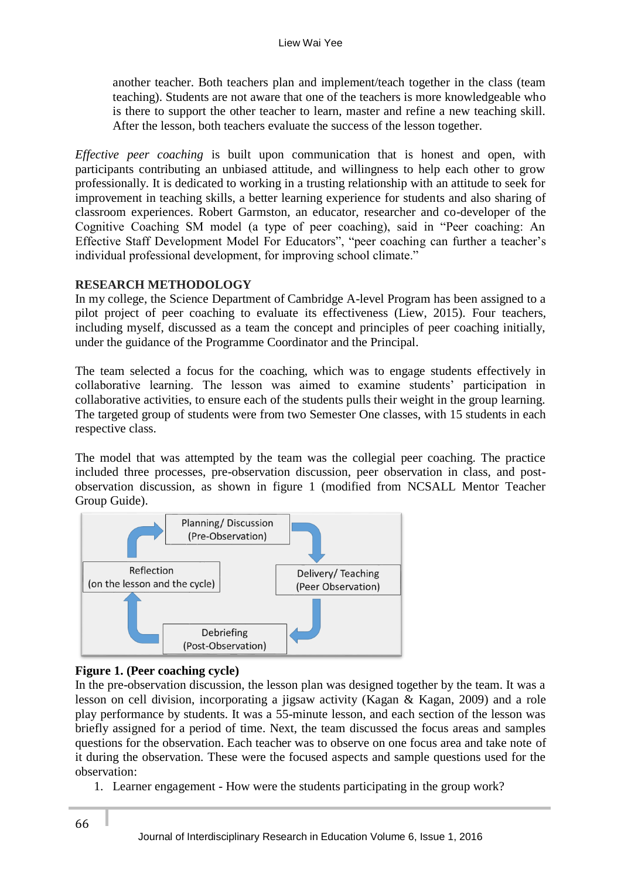another teacher. Both teachers plan and implement/teach together in the class (team teaching). Students are not aware that one of the teachers is more knowledgeable who is there to support the other teacher to learn, master and refine a new teaching skill. After the lesson, both teachers evaluate the success of the lesson together.

*Effective peer coaching* is built upon communication that is honest and open, with participants contributing an unbiased attitude, and willingness to help each other to grow professionally. It is dedicated to working in a trusting relationship with an attitude to seek for improvement in teaching skills, a better learning experience for students and also sharing of classroom experiences. Robert Garmston, an educator, researcher and co-developer of the Cognitive Coaching SM model (a type of peer coaching), said in "Peer coaching: An Effective Staff Development Model For Educators", "peer coaching can further a teacher's individual professional development, for improving school climate."

## RESEARCH METHODOLOGY

In my college, the Science Department of Cambridge A-level Program has been assigned to a pilot project of peer coaching to evaluate its effectiveness (Liew, 2015). Four teachers, including myself, discussed as a team the concept and principles of peer coaching initially, under the guidance of the Programme Coordinator and the Principal.

The team selected a focus for the coaching, which was to engage students effectively in collaborative learning. The lesson was aimed to examine students' participation in collaborative activities, to ensure each of the students pulls their weight in the group learning. The targeted group of students were from two Semester One classes, with 15 students in each respective class.

The model that was attempted by the team was the collegial peer coaching. The practice included three processes, pre-observation discussion, peer observation in class, and post-observation discussion, as shown in figure 1 (modified from NCSALL Mentor Teacher Group Guide).

Planning/ Discussion (Pre-Observation) → Delivery/ Teaching (Peer Observation) → Debriefing (Post-Observation) → Reflection (on the lesson and the cycle) → Planning/ Discussion (Pre-Observation)

**Figure 1. (Peer coaching cycle)**

In the pre-observation discussion, the lesson plan was designed together by the team. It was a lesson on cell division, incorporating a jigsaw activity (Kagan & Kagan, 2009) and a role play performance by students. It was a 55-minute lesson, and each section of the lesson was briefly assigned for a period of time. Next, the team discussed the focus areas and samples questions for the observation. Each teacher was to observe on one focus area and take note of it during the observation. These were the focused aspects and sample questions used for the observation:

1. Learner engagement - How were the students participating in the group work?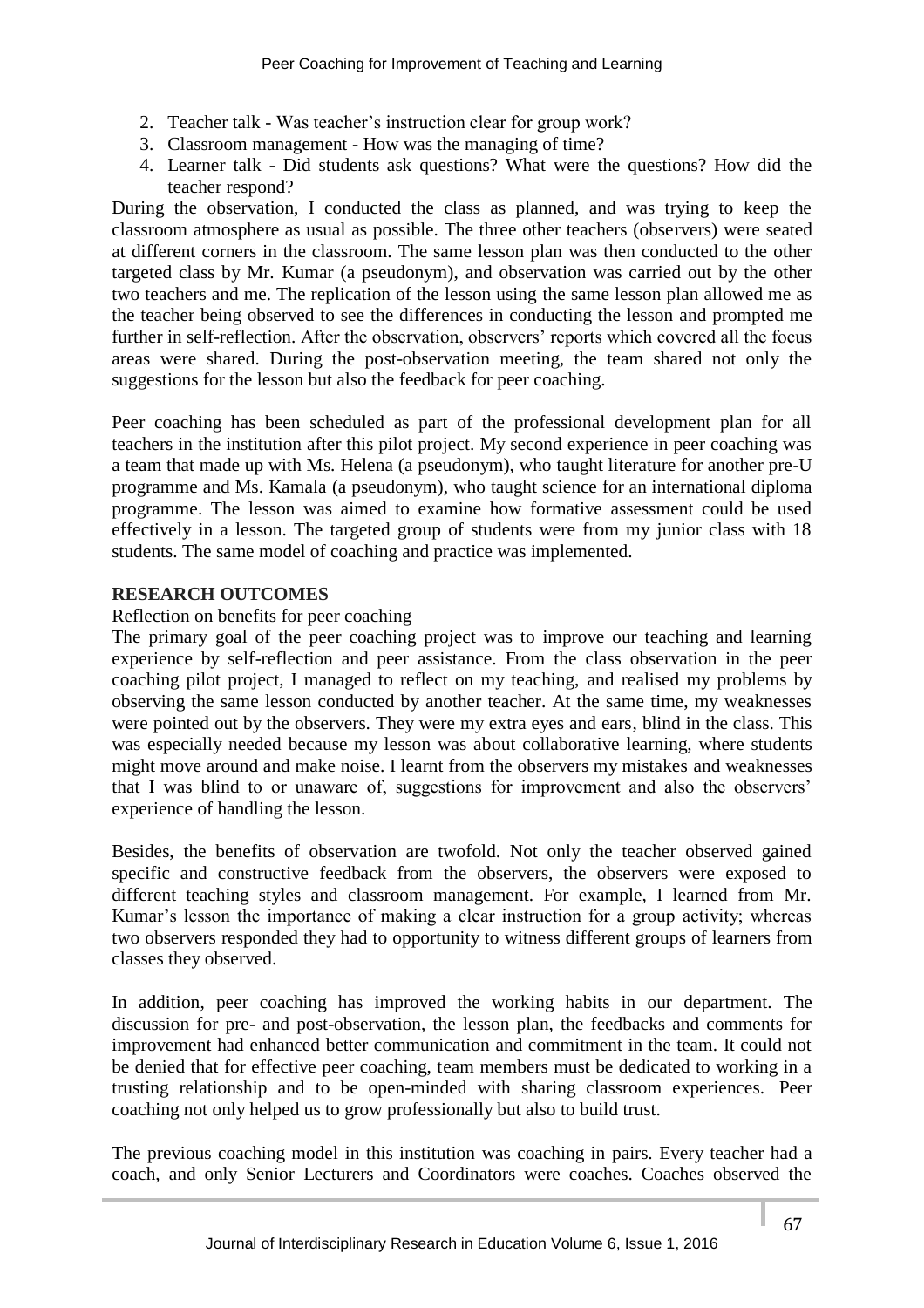2. Teacher talk - Was teacher's instruction clear for group work?
3. Classroom management - How was the managing of time?
4. Learner talk - Did students ask questions? What were the questions? How did the teacher respond?

During the observation, I conducted the class as planned, and was trying to keep the classroom atmosphere as usual as possible. The three other teachers (observers) were seated at different corners in the classroom. The same lesson plan was then conducted to the other targeted class by Mr. Kumar (a pseudonym), and observation was carried out by the other two teachers and me. The replication of the lesson using the same lesson plan allowed me as the teacher being observed to see the differences in conducting the lesson and prompted me further in self-reflection. After the observation, observers' reports which covered all the focus areas were shared. During the post-observation meeting, the team shared not only the suggestions for the lesson but also the feedback for peer coaching.

Peer coaching has been scheduled as part of the professional development plan for all teachers in the institution after this pilot project. My second experience in peer coaching was a team that made up with Ms. Helena (a pseudonym), who taught literature for another pre-U programme and Ms. Kamala (a pseudonym), who taught science for an international diploma programme. The lesson was aimed to examine how formative assessment could be used effectively in a lesson. The targeted group of students were from my junior class with 18 students. The same model of coaching and practice was implemented.

## RESEARCH OUTCOMES

Reflection on benefits for peer coaching

The primary goal of the peer coaching project was to improve our teaching and learning experience by self-reflection and peer assistance. From the class observation in the peer coaching pilot project, I managed to reflect on my teaching, and realised my problems by observing the same lesson conducted by another teacher. At the same time, my weaknesses were pointed out by the observers. They were my extra eyes and ears, blind in the class. This was especially needed because my lesson was about collaborative learning, where students might move around and make noise. I learnt from the observers my mistakes and weaknesses that I was blind to or unaware of, suggestions for improvement and also the observers' experience of handling the lesson.

Besides, the benefits of observation are twofold. Not only the teacher observed gained specific and constructive feedback from the observers, the observers were exposed to different teaching styles and classroom management. For example, I learned from Mr. Kumar's lesson the importance of making a clear instruction for a group activity; whereas two observers responded they had to opportunity to witness different groups of learners from classes they observed.

In addition, peer coaching has improved the working habits in our department. The discussion for pre- and post-observation, the lesson plan, the feedbacks and comments for improvement had enhanced better communication and commitment in the team. It could not be denied that for effective peer coaching, team members must be dedicated to working in a trusting relationship and to be open-minded with sharing classroom experiences. Peer coaching not only helped us to grow professionally but also to build trust.

The previous coaching model in this institution was coaching in pairs. Every teacher had a coach, and only Senior Lecturers and Coordinators were coaches. Coaches observed the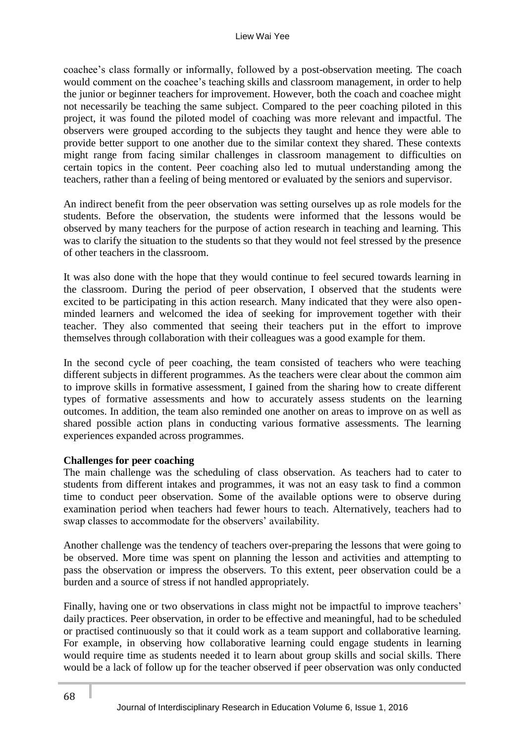coachee's class formally or informally, followed by a post-observation meeting. The coach would comment on the coachee's teaching skills and classroom management, in order to help the junior or beginner teachers for improvement. However, both the coach and coachee might not necessarily be teaching the same subject. Compared to the peer coaching piloted in this project, it was found the piloted model of coaching was more relevant and impactful. The observers were grouped according to the subjects they taught and hence they were able to provide better support to one another due to the similar context they shared. These contexts might range from facing similar challenges in classroom management to difficulties on certain topics in the content. Peer coaching also led to mutual understanding among the teachers, rather than a feeling of being mentored or evaluated by the seniors and supervisor.

An indirect benefit from the peer observation was setting ourselves up as role models for the students. Before the observation, the students were informed that the lessons would be observed by many teachers for the purpose of action research in teaching and learning. This was to clarify the situation to the students so that they would not feel stressed by the presence of other teachers in the classroom.

It was also done with the hope that they would continue to feel secured towards learning in the classroom. During the period of peer observation, I observed that the students were excited to be participating in this action research. Many indicated that they were also open-minded learners and welcomed the idea of seeking for improvement together with their teacher. They also commented that seeing their teachers put in the effort to improve themselves through collaboration with their colleagues was a good example for them.

In the second cycle of peer coaching, the team consisted of teachers who were teaching different subjects in different programmes. As the teachers were clear about the common aim to improve skills in formative assessment, I gained from the sharing how to create different types of formative assessments and how to accurately assess students on the learning outcomes. In addition, the team also reminded one another on areas to improve on as well as shared possible action plans in conducting various formative assessments. The learning experiences expanded across programmes.

**Challenges for peer coaching**

The main challenge was the scheduling of class observation. As teachers had to cater to students from different intakes and programmes, it was not an easy task to find a common time to conduct peer observation. Some of the available options were to observe during examination period when teachers had fewer hours to teach. Alternatively, teachers had to swap classes to accommodate for the observers' availability.

Another challenge was the tendency of teachers over-preparing the lessons that were going to be observed. More time was spent on planning the lesson and activities and attempting to pass the observation or impress the observers. To this extent, peer observation could be a burden and a source of stress if not handled appropriately.

Finally, having one or two observations in class might not be impactful to improve teachers' daily practices. Peer observation, in order to be effective and meaningful, had to be scheduled or practised continuously so that it could work as a team support and collaborative learning. For example, in observing how collaborative learning could engage students in learning would require time as students needed it to learn about group skills and social skills. There would be a lack of follow up for the teacher observed if peer observation was only conducted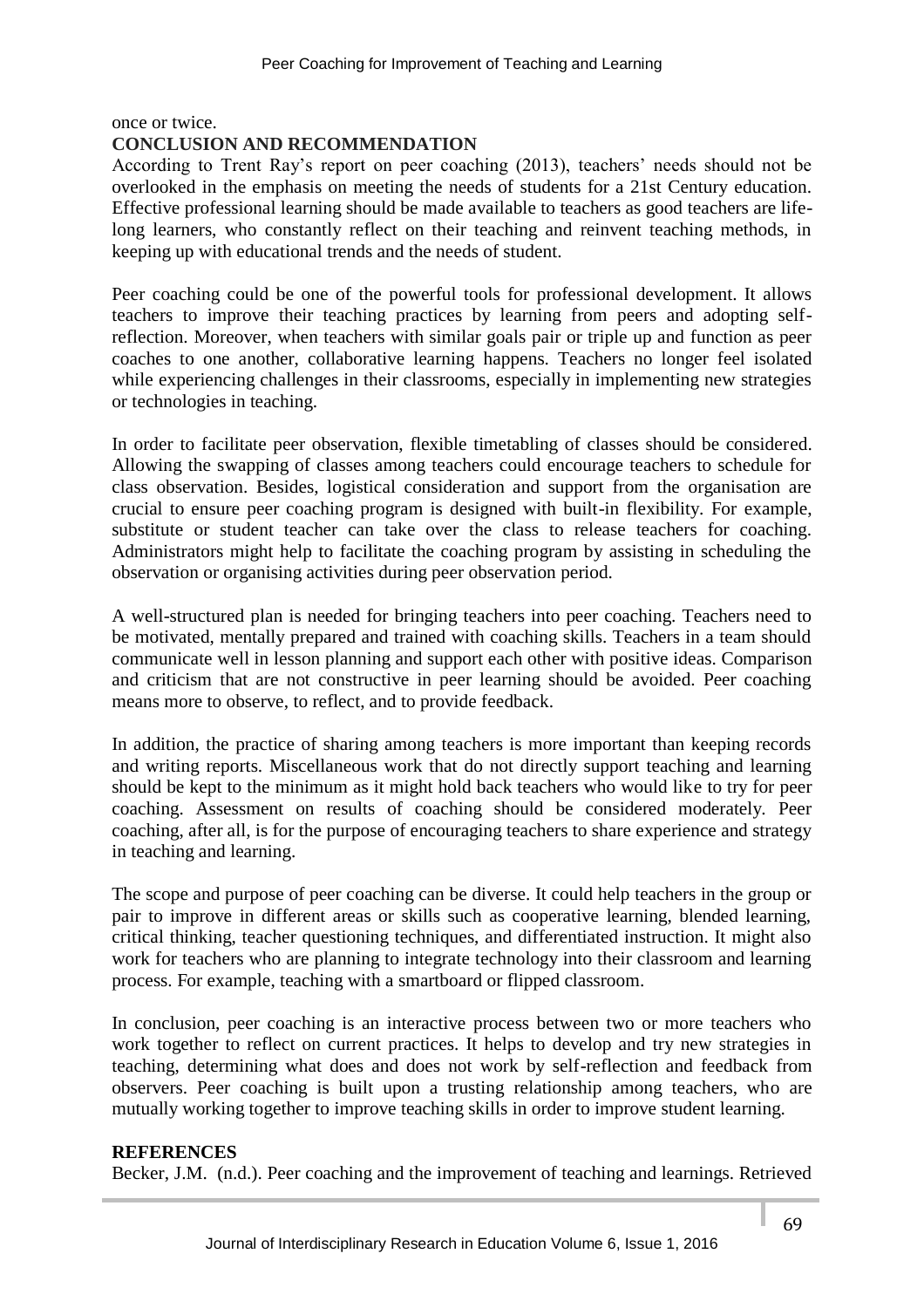once or twice.

## CONCLUSION AND RECOMMENDATION

According to Trent Ray's report on peer coaching (2013), teachers' needs should not be overlooked in the emphasis on meeting the needs of students for a 21st Century education. Effective professional learning should be made available to teachers as good teachers are life-long learners, who constantly reflect on their teaching and reinvent teaching methods, in keeping up with educational trends and the needs of student.

Peer coaching could be one of the powerful tools for professional development. It allows teachers to improve their teaching practices by learning from peers and adopting self-reflection. Moreover, when teachers with similar goals pair or triple up and function as peer coaches to one another, collaborative learning happens. Teachers no longer feel isolated while experiencing challenges in their classrooms, especially in implementing new strategies or technologies in teaching.

In order to facilitate peer observation, flexible timetabling of classes should be considered. Allowing the swapping of classes among teachers could encourage teachers to schedule for class observation. Besides, logistical consideration and support from the organisation are crucial to ensure peer coaching program is designed with built-in flexibility. For example, substitute or student teacher can take over the class to release teachers for coaching. Administrators might help to facilitate the coaching program by assisting in scheduling the observation or organising activities during peer observation period.

A well-structured plan is needed for bringing teachers into peer coaching. Teachers need to be motivated, mentally prepared and trained with coaching skills. Teachers in a team should communicate well in lesson planning and support each other with positive ideas. Comparison and criticism that are not constructive in peer learning should be avoided. Peer coaching means more to observe, to reflect, and to provide feedback.

In addition, the practice of sharing among teachers is more important than keeping records and writing reports. Miscellaneous work that do not directly support teaching and learning should be kept to the minimum as it might hold back teachers who would like to try for peer coaching. Assessment on results of coaching should be considered moderately. Peer coaching, after all, is for the purpose of encouraging teachers to share experience and strategy in teaching and learning.

The scope and purpose of peer coaching can be diverse. It could help teachers in the group or pair to improve in different areas or skills such as cooperative learning, blended learning, critical thinking, teacher questioning techniques, and differentiated instruction. It might also work for teachers who are planning to integrate technology into their classroom and learning process. For example, teaching with a smartboard or flipped classroom.

In conclusion, peer coaching is an interactive process between two or more teachers who work together to reflect on current practices. It helps to develop and try new strategies in teaching, determining what does and does not work by self-reflection and feedback from observers. Peer coaching is built upon a trusting relationship among teachers, who are mutually working together to improve teaching skills in order to improve student learning.

## REFERENCES

Becker, J.M. (n.d.). Peer coaching and the improvement of teaching and learnings. Retrieved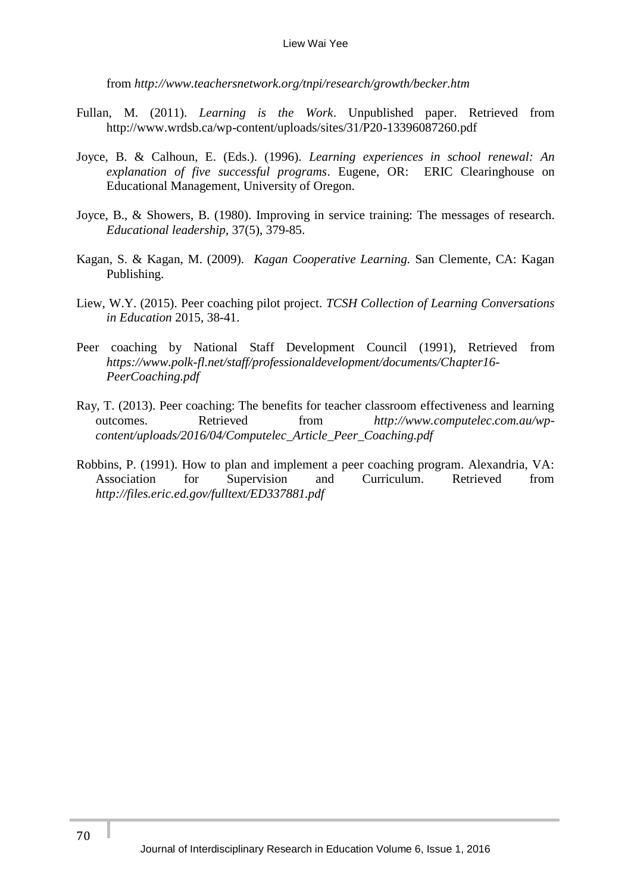from *http://www.teachersnetwork.org/tnpi/research/growth/becker.htm*

Fullan, M. (2011). *Learning is the Work*. Unpublished paper. Retrieved from http://www.wrdsb.ca/wp-content/uploads/sites/31/P20-13396087260.pdf

Joyce, B. & Calhoun, E. (Eds.). (1996). *Learning experiences in school renewal: An explanation of five successful programs*. Eugene, OR: ERIC Clearinghouse on Educational Management, University of Oregon.

Joyce, B., & Showers, B. (1980). Improving in service training: The messages of research. *Educational leadership,* 37(5), 379-85.

Kagan, S. & Kagan, M. (2009). *Kagan Cooperative Learning.* San Clemente, CA: Kagan Publishing.

Liew, W.Y. (2015). Peer coaching pilot project. *TCSH Collection of Learning Conversations in Education* 2015, 38-41.

Peer coaching by National Staff Development Council (1991), Retrieved from *https://www.polk-fl.net/staff/professionaldevelopment/documents/Chapter16-PeerCoaching.pdf*

Ray, T. (2013). Peer coaching: The benefits for teacher classroom effectiveness and learning outcomes. Retrieved from *http://www.computelec.com.au/wp-content/uploads/2016/04/Computelec_Article_Peer_Coaching.pdf*

Robbins, P. (1991). How to plan and implement a peer coaching program. Alexandria, VA: Association for Supervision and Curriculum. Retrieved from *http://files.eric.ed.gov/fulltext/ED337881.pdf*